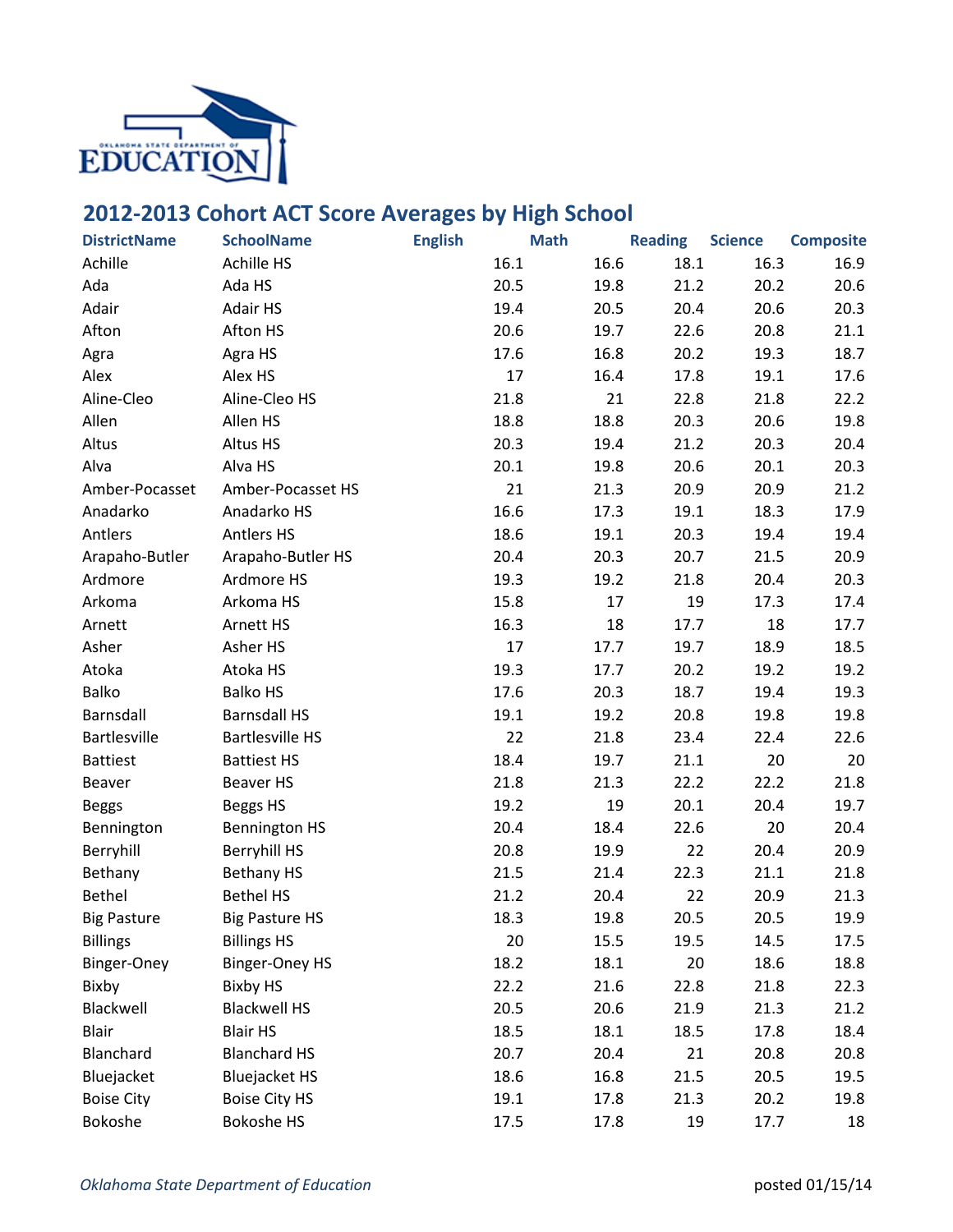# 2012-2013 Cohort ACT Score Averages by High School

| DistrictName | SchoolName | English | Math | Reading | Science | Composite |
|---|---|---|---|---|---|---|
| Achille | Achille HS | 16.1 | 16.6 | 18.1 | 16.3 | 16.9 |
| Ada | Ada HS | 20.5 | 19.8 | 21.2 | 20.2 | 20.6 |
| Adair | Adair HS | 19.4 | 20.5 | 20.4 | 20.6 | 20.3 |
| Afton | Afton HS | 20.6 | 19.7 | 22.6 | 20.8 | 21.1 |
| Agra | Agra HS | 17.6 | 16.8 | 20.2 | 19.3 | 18.7 |
| Alex | Alex HS | 17 | 16.4 | 17.8 | 19.1 | 17.6 |
| Aline-Cleo | Aline-Cleo HS | 21.8 | 21 | 22.8 | 21.8 | 22.2 |
| Allen | Allen HS | 18.8 | 18.8 | 20.3 | 20.6 | 19.8 |
| Altus | Altus HS | 20.3 | 19.4 | 21.2 | 20.3 | 20.4 |
| Alva | Alva HS | 20.1 | 19.8 | 20.6 | 20.1 | 20.3 |
| Amber-Pocasset | Amber-Pocasset HS | 21 | 21.3 | 20.9 | 20.9 | 21.2 |
| Anadarko | Anadarko HS | 16.6 | 17.3 | 19.1 | 18.3 | 17.9 |
| Antlers | Antlers HS | 18.6 | 19.1 | 20.3 | 19.4 | 19.4 |
| Arapaho-Butler | Arapaho-Butler HS | 20.4 | 20.3 | 20.7 | 21.5 | 20.9 |
| Ardmore | Ardmore HS | 19.3 | 19.2 | 21.8 | 20.4 | 20.3 |
| Arkoma | Arkoma HS | 15.8 | 17 | 19 | 17.3 | 17.4 |
| Arnett | Arnett HS | 16.3 | 18 | 17.7 | 18 | 17.7 |
| Asher | Asher HS | 17 | 17.7 | 19.7 | 18.9 | 18.5 |
| Atoka | Atoka HS | 19.3 | 17.7 | 20.2 | 19.2 | 19.2 |
| Balko | Balko HS | 17.6 | 20.3 | 18.7 | 19.4 | 19.3 |
| Barnsdall | Barnsdall HS | 19.1 | 19.2 | 20.8 | 19.8 | 19.8 |
| Bartlesville | Bartlesville HS | 22 | 21.8 | 23.4 | 22.4 | 22.6 |
| Battiest | Battiest HS | 18.4 | 19.7 | 21.1 | 20 | 20 |
| Beaver | Beaver HS | 21.8 | 21.3 | 22.2 | 22.2 | 21.8 |
| Beggs | Beggs HS | 19.2 | 19 | 20.1 | 20.4 | 19.7 |
| Bennington | Bennington HS | 20.4 | 18.4 | 22.6 | 20 | 20.4 |
| Berryhill | Berryhill HS | 20.8 | 19.9 | 22 | 20.4 | 20.9 |
| Bethany | Bethany HS | 21.5 | 21.4 | 22.3 | 21.1 | 21.8 |
| Bethel | Bethel HS | 21.2 | 20.4 | 22 | 20.9 | 21.3 |
| Big Pasture | Big Pasture HS | 18.3 | 19.8 | 20.5 | 20.5 | 19.9 |
| Billings | Billings HS | 20 | 15.5 | 19.5 | 14.5 | 17.5 |
| Binger-Oney | Binger-Oney HS | 18.2 | 18.1 | 20 | 18.6 | 18.8 |
| Bixby | Bixby HS | 22.2 | 21.6 | 22.8 | 21.8 | 22.3 |
| Blackwell | Blackwell HS | 20.5 | 20.6 | 21.9 | 21.3 | 21.2 |
| Blair | Blair HS | 18.5 | 18.1 | 18.5 | 17.8 | 18.4 |
| Blanchard | Blanchard HS | 20.7 | 20.4 | 21 | 20.8 | 20.8 |
| Bluejacket | Bluejacket HS | 18.6 | 16.8 | 21.5 | 20.5 | 19.5 |
| Boise City | Boise City HS | 19.1 | 17.8 | 21.3 | 20.2 | 19.8 |
| Bokoshe | Bokoshe HS | 17.5 | 17.8 | 19 | 17.7 | 18 |

*Oklahoma State Department of Education* posted 01/15/14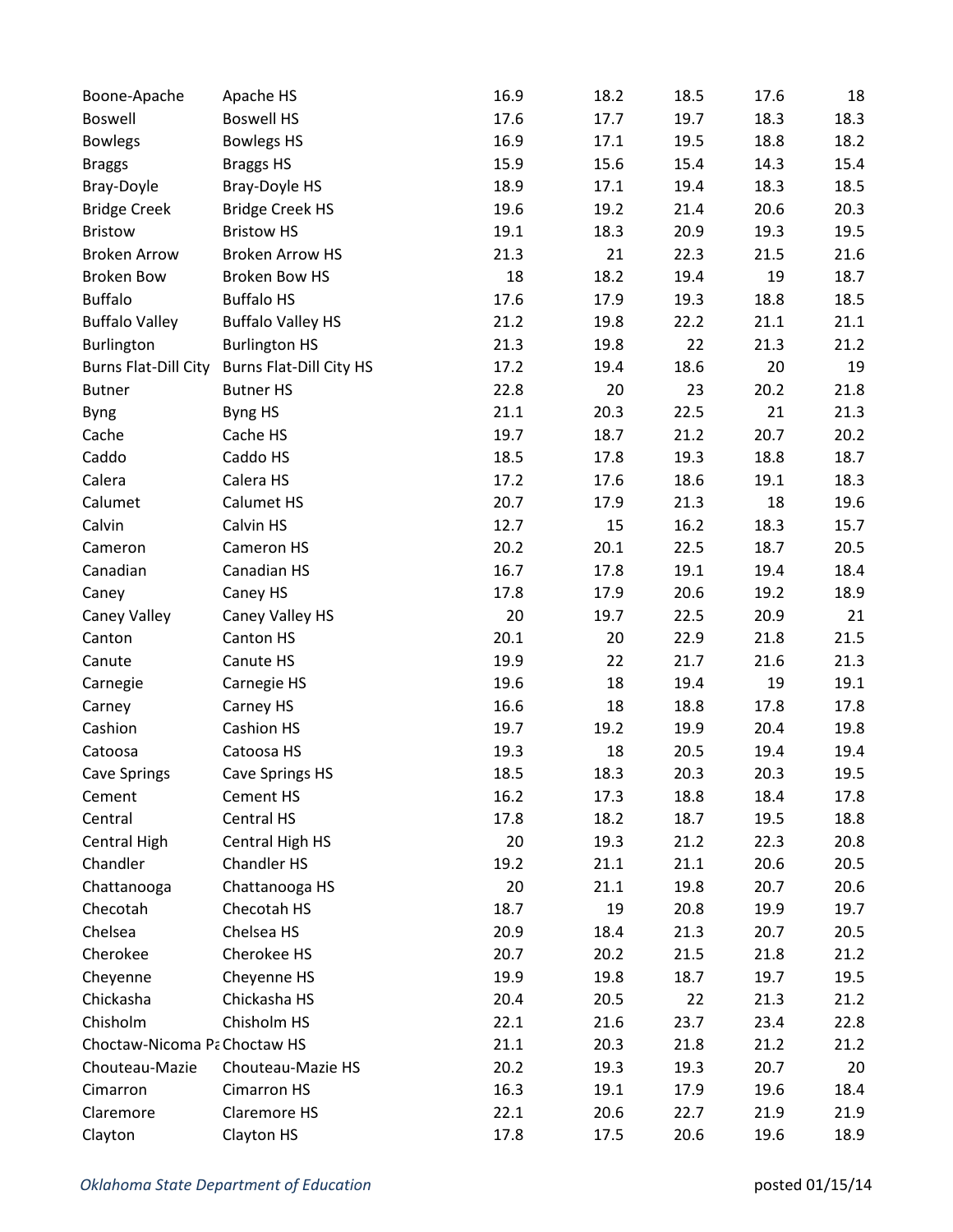| | | | | | | |
|---|---|---|---|---|---|---|
| Boone-Apache | Apache HS | 16.9 | 18.2 | 18.5 | 17.6 | 18 |
| Boswell | Boswell HS | 17.6 | 17.7 | 19.7 | 18.3 | 18.3 |
| Bowlegs | Bowlegs HS | 16.9 | 17.1 | 19.5 | 18.8 | 18.2 |
| Braggs | Braggs HS | 15.9 | 15.6 | 15.4 | 14.3 | 15.4 |
| Bray-Doyle | Bray-Doyle HS | 18.9 | 17.1 | 19.4 | 18.3 | 18.5 |
| Bridge Creek | Bridge Creek HS | 19.6 | 19.2 | 21.4 | 20.6 | 20.3 |
| Bristow | Bristow HS | 19.1 | 18.3 | 20.9 | 19.3 | 19.5 |
| Broken Arrow | Broken Arrow HS | 21.3 | 21 | 22.3 | 21.5 | 21.6 |
| Broken Bow | Broken Bow HS | 18 | 18.2 | 19.4 | 19 | 18.7 |
| Buffalo | Buffalo HS | 17.6 | 17.9 | 19.3 | 18.8 | 18.5 |
| Buffalo Valley | Buffalo Valley HS | 21.2 | 19.8 | 22.2 | 21.1 | 21.1 |
| Burlington | Burlington HS | 21.3 | 19.8 | 22 | 21.3 | 21.2 |
| Burns Flat-Dill City | Burns Flat-Dill City HS | 17.2 | 19.4 | 18.6 | 20 | 19 |
| Butner | Butner HS | 22.8 | 20 | 23 | 20.2 | 21.8 |
| Byng | Byng HS | 21.1 | 20.3 | 22.5 | 21 | 21.3 |
| Cache | Cache HS | 19.7 | 18.7 | 21.2 | 20.7 | 20.2 |
| Caddo | Caddo HS | 18.5 | 17.8 | 19.3 | 18.8 | 18.7 |
| Calera | Calera HS | 17.2 | 17.6 | 18.6 | 19.1 | 18.3 |
| Calumet | Calumet HS | 20.7 | 17.9 | 21.3 | 18 | 19.6 |
| Calvin | Calvin HS | 12.7 | 15 | 16.2 | 18.3 | 15.7 |
| Cameron | Cameron HS | 20.2 | 20.1 | 22.5 | 18.7 | 20.5 |
| Canadian | Canadian HS | 16.7 | 17.8 | 19.1 | 19.4 | 18.4 |
| Caney | Caney HS | 17.8 | 17.9 | 20.6 | 19.2 | 18.9 |
| Caney Valley | Caney Valley HS | 20 | 19.7 | 22.5 | 20.9 | 21 |
| Canton | Canton HS | 20.1 | 20 | 22.9 | 21.8 | 21.5 |
| Canute | Canute HS | 19.9 | 22 | 21.7 | 21.6 | 21.3 |
| Carnegie | Carnegie HS | 19.6 | 18 | 19.4 | 19 | 19.1 |
| Carney | Carney HS | 16.6 | 18 | 18.8 | 17.8 | 17.8 |
| Cashion | Cashion HS | 19.7 | 19.2 | 19.9 | 20.4 | 19.8 |
| Catoosa | Catoosa HS | 19.3 | 18 | 20.5 | 19.4 | 19.4 |
| Cave Springs | Cave Springs HS | 18.5 | 18.3 | 20.3 | 20.3 | 19.5 |
| Cement | Cement HS | 16.2 | 17.3 | 18.8 | 18.4 | 17.8 |
| Central | Central HS | 17.8 | 18.2 | 18.7 | 19.5 | 18.8 |
| Central High | Central High HS | 20 | 19.3 | 21.2 | 22.3 | 20.8 |
| Chandler | Chandler HS | 19.2 | 21.1 | 21.1 | 20.6 | 20.5 |
| Chattanooga | Chattanooga HS | 20 | 21.1 | 19.8 | 20.7 | 20.6 |
| Checotah | Checotah HS | 18.7 | 19 | 20.8 | 19.9 | 19.7 |
| Chelsea | Chelsea HS | 20.9 | 18.4 | 21.3 | 20.7 | 20.5 |
| Cherokee | Cherokee HS | 20.7 | 20.2 | 21.5 | 21.8 | 21.2 |
| Cheyenne | Cheyenne HS | 19.9 | 19.8 | 18.7 | 19.7 | 19.5 |
| Chickasha | Chickasha HS | 20.4 | 20.5 | 22 | 21.3 | 21.2 |
| Chisholm | Chisholm HS | 22.1 | 21.6 | 23.7 | 23.4 | 22.8 |
| Choctaw-Nicoma Pa | Choctaw HS | 21.1 | 20.3 | 21.8 | 21.2 | 21.2 |
| Chouteau-Mazie | Chouteau-Mazie HS | 20.2 | 19.3 | 19.3 | 20.7 | 20 |
| Cimarron | Cimarron HS | 16.3 | 19.1 | 17.9 | 19.6 | 18.4 |
| Claremore | Claremore HS | 22.1 | 20.6 | 22.7 | 21.9 | 21.9 |
| Clayton | Clayton HS | 17.8 | 17.5 | 20.6 | 19.6 | 18.9 |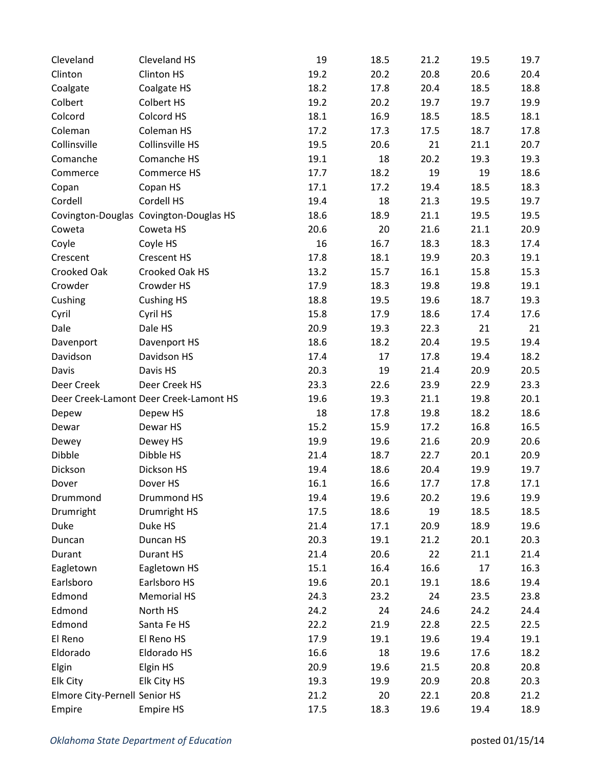| | | | | | | |
|---|---|---|---|---|---|---|
| Cleveland | Cleveland HS | 19 | 18.5 | 21.2 | 19.5 | 19.7 |
| Clinton | Clinton HS | 19.2 | 20.2 | 20.8 | 20.6 | 20.4 |
| Coalgate | Coalgate HS | 18.2 | 17.8 | 20.4 | 18.5 | 18.8 |
| Colbert | Colbert HS | 19.2 | 20.2 | 19.7 | 19.7 | 19.9 |
| Colcord | Colcord HS | 18.1 | 16.9 | 18.5 | 18.5 | 18.1 |
| Coleman | Coleman HS | 17.2 | 17.3 | 17.5 | 18.7 | 17.8 |
| Collinsville | Collinsville HS | 19.5 | 20.6 | 21 | 21.1 | 20.7 |
| Comanche | Comanche HS | 19.1 | 18 | 20.2 | 19.3 | 19.3 |
| Commerce | Commerce HS | 17.7 | 18.2 | 19 | 19 | 18.6 |
| Copan | Copan HS | 17.1 | 17.2 | 19.4 | 18.5 | 18.3 |
| Cordell | Cordell HS | 19.4 | 18 | 21.3 | 19.5 | 19.7 |
| Covington-Douglas | Covington-Douglas HS | 18.6 | 18.9 | 21.1 | 19.5 | 19.5 |
| Coweta | Coweta HS | 20.6 | 20 | 21.6 | 21.1 | 20.9 |
| Coyle | Coyle HS | 16 | 16.7 | 18.3 | 18.3 | 17.4 |
| Crescent | Crescent HS | 17.8 | 18.1 | 19.9 | 20.3 | 19.1 |
| Crooked Oak | Crooked Oak HS | 13.2 | 15.7 | 16.1 | 15.8 | 15.3 |
| Crowder | Crowder HS | 17.9 | 18.3 | 19.8 | 19.8 | 19.1 |
| Cushing | Cushing HS | 18.8 | 19.5 | 19.6 | 18.7 | 19.3 |
| Cyril | Cyril HS | 15.8 | 17.9 | 18.6 | 17.4 | 17.6 |
| Dale | Dale HS | 20.9 | 19.3 | 22.3 | 21 | 21 |
| Davenport | Davenport HS | 18.6 | 18.2 | 20.4 | 19.5 | 19.4 |
| Davidson | Davidson HS | 17.4 | 17 | 17.8 | 19.4 | 18.2 |
| Davis | Davis HS | 20.3 | 19 | 21.4 | 20.9 | 20.5 |
| Deer Creek | Deer Creek HS | 23.3 | 22.6 | 23.9 | 22.9 | 23.3 |
| Deer Creek-Lamont | Deer Creek-Lamont HS | 19.6 | 19.3 | 21.1 | 19.8 | 20.1 |
| Depew | Depew HS | 18 | 17.8 | 19.8 | 18.2 | 18.6 |
| Dewar | Dewar HS | 15.2 | 15.9 | 17.2 | 16.8 | 16.5 |
| Dewey | Dewey HS | 19.9 | 19.6 | 21.6 | 20.9 | 20.6 |
| Dibble | Dibble HS | 21.4 | 18.7 | 22.7 | 20.1 | 20.9 |
| Dickson | Dickson HS | 19.4 | 18.6 | 20.4 | 19.9 | 19.7 |
| Dover | Dover HS | 16.1 | 16.6 | 17.7 | 17.8 | 17.1 |
| Drummond | Drummond HS | 19.4 | 19.6 | 20.2 | 19.6 | 19.9 |
| Drumright | Drumright HS | 17.5 | 18.6 | 19 | 18.5 | 18.5 |
| Duke | Duke HS | 21.4 | 17.1 | 20.9 | 18.9 | 19.6 |
| Duncan | Duncan HS | 20.3 | 19.1 | 21.2 | 20.1 | 20.3 |
| Durant | Durant HS | 21.4 | 20.6 | 22 | 21.1 | 21.4 |
| Eagletown | Eagletown HS | 15.1 | 16.4 | 16.6 | 17 | 16.3 |
| Earlsboro | Earlsboro HS | 19.6 | 20.1 | 19.1 | 18.6 | 19.4 |
| Edmond | Memorial HS | 24.3 | 23.2 | 24 | 23.5 | 23.8 |
| Edmond | North HS | 24.2 | 24 | 24.6 | 24.2 | 24.4 |
| Edmond | Santa Fe HS | 22.2 | 21.9 | 22.8 | 22.5 | 22.5 |
| El Reno | El Reno HS | 17.9 | 19.1 | 19.6 | 19.4 | 19.1 |
| Eldorado | Eldorado HS | 16.6 | 18 | 19.6 | 17.6 | 18.2 |
| Elgin | Elgin HS | 20.9 | 19.6 | 21.5 | 20.8 | 20.8 |
| Elk City | Elk City HS | 19.3 | 19.9 | 20.9 | 20.8 | 20.3 |
| Elmore City-Pernell | Senior HS | 21.2 | 20 | 22.1 | 20.8 | 21.2 |
| Empire | Empire HS | 17.5 | 18.3 | 19.6 | 19.4 | 18.9 |

*Oklahoma State Department of Education* posted 01/15/14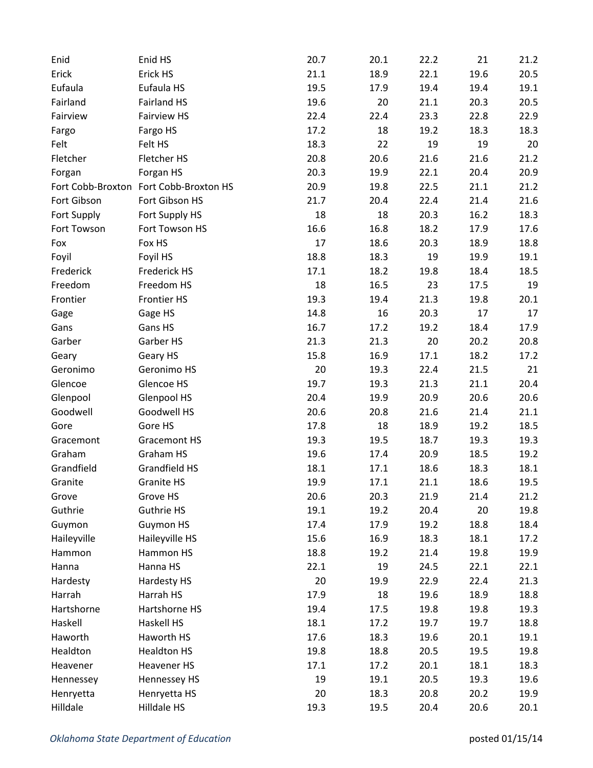| | | | | | | |
|---|---|---|---|---|---|---|
| Enid | Enid HS | 20.7 | 20.1 | 22.2 | 21 | 21.2 |
| Erick | Erick HS | 21.1 | 18.9 | 22.1 | 19.6 | 20.5 |
| Eufaula | Eufaula HS | 19.5 | 17.9 | 19.4 | 19.4 | 19.1 |
| Fairland | Fairland HS | 19.6 | 20 | 21.1 | 20.3 | 20.5 |
| Fairview | Fairview HS | 22.4 | 22.4 | 23.3 | 22.8 | 22.9 |
| Fargo | Fargo HS | 17.2 | 18 | 19.2 | 18.3 | 18.3 |
| Felt | Felt HS | 18.3 | 22 | 19 | 19 | 20 |
| Fletcher | Fletcher HS | 20.8 | 20.6 | 21.6 | 21.6 | 21.2 |
| Forgan | Forgan HS | 20.3 | 19.9 | 22.1 | 20.4 | 20.9 |
| Fort Cobb-Broxton | Fort Cobb-Broxton HS | 20.9 | 19.8 | 22.5 | 21.1 | 21.2 |
| Fort Gibson | Fort Gibson HS | 21.7 | 20.4 | 22.4 | 21.4 | 21.6 |
| Fort Supply | Fort Supply HS | 18 | 18 | 20.3 | 16.2 | 18.3 |
| Fort Towson | Fort Towson HS | 16.6 | 16.8 | 18.2 | 17.9 | 17.6 |
| Fox | Fox HS | 17 | 18.6 | 20.3 | 18.9 | 18.8 |
| Foyil | Foyil HS | 18.8 | 18.3 | 19 | 19.9 | 19.1 |
| Frederick | Frederick HS | 17.1 | 18.2 | 19.8 | 18.4 | 18.5 |
| Freedom | Freedom HS | 18 | 16.5 | 23 | 17.5 | 19 |
| Frontier | Frontier HS | 19.3 | 19.4 | 21.3 | 19.8 | 20.1 |
| Gage | Gage HS | 14.8 | 16 | 20.3 | 17 | 17 |
| Gans | Gans HS | 16.7 | 17.2 | 19.2 | 18.4 | 17.9 |
| Garber | Garber HS | 21.3 | 21.3 | 20 | 20.2 | 20.8 |
| Geary | Geary HS | 15.8 | 16.9 | 17.1 | 18.2 | 17.2 |
| Geronimo | Geronimo HS | 20 | 19.3 | 22.4 | 21.5 | 21 |
| Glencoe | Glencoe HS | 19.7 | 19.3 | 21.3 | 21.1 | 20.4 |
| Glenpool | Glenpool HS | 20.4 | 19.9 | 20.9 | 20.6 | 20.6 |
| Goodwell | Goodwell HS | 20.6 | 20.8 | 21.6 | 21.4 | 21.1 |
| Gore | Gore HS | 17.8 | 18 | 18.9 | 19.2 | 18.5 |
| Gracemont | Gracemont HS | 19.3 | 19.5 | 18.7 | 19.3 | 19.3 |
| Graham | Graham HS | 19.6 | 17.4 | 20.9 | 18.5 | 19.2 |
| Grandfield | Grandfield HS | 18.1 | 17.1 | 18.6 | 18.3 | 18.1 |
| Granite | Granite HS | 19.9 | 17.1 | 21.1 | 18.6 | 19.5 |
| Grove | Grove HS | 20.6 | 20.3 | 21.9 | 21.4 | 21.2 |
| Guthrie | Guthrie HS | 19.1 | 19.2 | 20.4 | 20 | 19.8 |
| Guymon | Guymon HS | 17.4 | 17.9 | 19.2 | 18.8 | 18.4 |
| Haileyville | Haileyville HS | 15.6 | 16.9 | 18.3 | 18.1 | 17.2 |
| Hammon | Hammon HS | 18.8 | 19.2 | 21.4 | 19.8 | 19.9 |
| Hanna | Hanna HS | 22.1 | 19 | 24.5 | 22.1 | 22.1 |
| Hardesty | Hardesty HS | 20 | 19.9 | 22.9 | 22.4 | 21.3 |
| Harrah | Harrah HS | 17.9 | 18 | 19.6 | 18.9 | 18.8 |
| Hartshorne | Hartshorne HS | 19.4 | 17.5 | 19.8 | 19.8 | 19.3 |
| Haskell | Haskell HS | 18.1 | 17.2 | 19.7 | 19.7 | 18.8 |
| Haworth | Haworth HS | 17.6 | 18.3 | 19.6 | 20.1 | 19.1 |
| Healdton | Healdton HS | 19.8 | 18.8 | 20.5 | 19.5 | 19.8 |
| Heavener | Heavener HS | 17.1 | 17.2 | 20.1 | 18.1 | 18.3 |
| Hennessey | Hennessey HS | 19 | 19.1 | 20.5 | 19.3 | 19.6 |
| Henryetta | Henryetta HS | 20 | 18.3 | 20.8 | 20.2 | 19.9 |
| Hilldale | Hilldale HS | 19.3 | 19.5 | 20.4 | 20.6 | 20.1 |

*Oklahoma State Department of Education* posted 01/15/14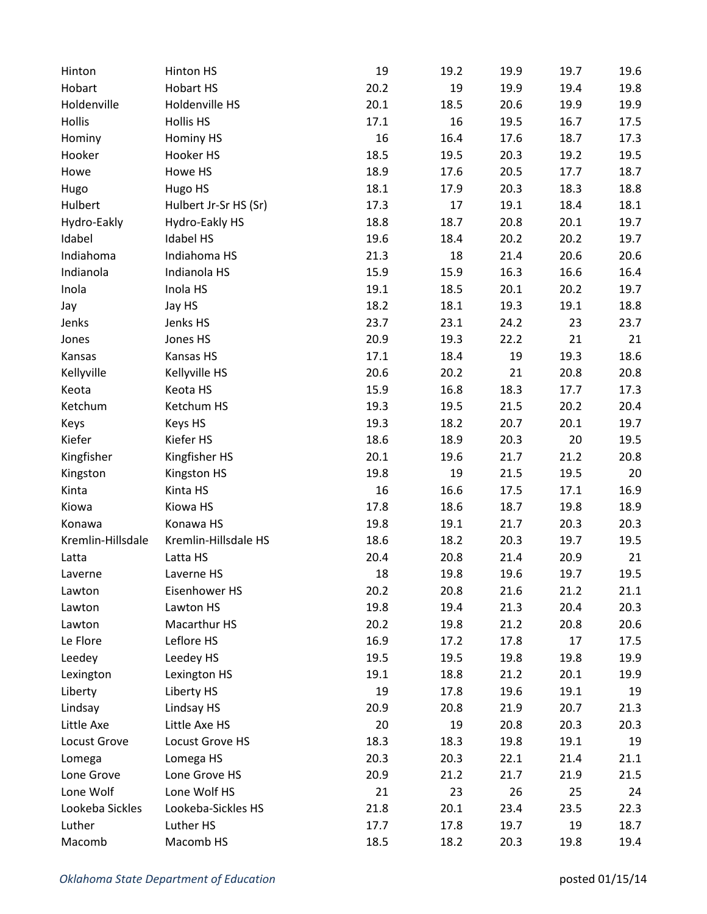| | | | | | | |
|---|---|---|---|---|---|---|
| Hinton | Hinton HS | 19 | 19.2 | 19.9 | 19.7 | 19.6 |
| Hobart | Hobart HS | 20.2 | 19 | 19.9 | 19.4 | 19.8 |
| Holdenville | Holdenville HS | 20.1 | 18.5 | 20.6 | 19.9 | 19.9 |
| Hollis | Hollis HS | 17.1 | 16 | 19.5 | 16.7 | 17.5 |
| Hominy | Hominy HS | 16 | 16.4 | 17.6 | 18.7 | 17.3 |
| Hooker | Hooker HS | 18.5 | 19.5 | 20.3 | 19.2 | 19.5 |
| Howe | Howe HS | 18.9 | 17.6 | 20.5 | 17.7 | 18.7 |
| Hugo | Hugo HS | 18.1 | 17.9 | 20.3 | 18.3 | 18.8 |
| Hulbert | Hulbert Jr-Sr HS (Sr) | 17.3 | 17 | 19.1 | 18.4 | 18.1 |
| Hydro-Eakly | Hydro-Eakly HS | 18.8 | 18.7 | 20.8 | 20.1 | 19.7 |
| Idabel | Idabel HS | 19.6 | 18.4 | 20.2 | 20.2 | 19.7 |
| Indiahoma | Indiahoma HS | 21.3 | 18 | 21.4 | 20.6 | 20.6 |
| Indianola | Indianola HS | 15.9 | 15.9 | 16.3 | 16.6 | 16.4 |
| Inola | Inola HS | 19.1 | 18.5 | 20.1 | 20.2 | 19.7 |
| Jay | Jay HS | 18.2 | 18.1 | 19.3 | 19.1 | 18.8 |
| Jenks | Jenks HS | 23.7 | 23.1 | 24.2 | 23 | 23.7 |
| Jones | Jones HS | 20.9 | 19.3 | 22.2 | 21 | 21 |
| Kansas | Kansas HS | 17.1 | 18.4 | 19 | 19.3 | 18.6 |
| Kellyville | Kellyville HS | 20.6 | 20.2 | 21 | 20.8 | 20.8 |
| Keota | Keota HS | 15.9 | 16.8 | 18.3 | 17.7 | 17.3 |
| Ketchum | Ketchum HS | 19.3 | 19.5 | 21.5 | 20.2 | 20.4 |
| Keys | Keys HS | 19.3 | 18.2 | 20.7 | 20.1 | 19.7 |
| Kiefer | Kiefer HS | 18.6 | 18.9 | 20.3 | 20 | 19.5 |
| Kingfisher | Kingfisher HS | 20.1 | 19.6 | 21.7 | 21.2 | 20.8 |
| Kingston | Kingston HS | 19.8 | 19 | 21.5 | 19.5 | 20 |
| Kinta | Kinta HS | 16 | 16.6 | 17.5 | 17.1 | 16.9 |
| Kiowa | Kiowa HS | 17.8 | 18.6 | 18.7 | 19.8 | 18.9 |
| Konawa | Konawa HS | 19.8 | 19.1 | 21.7 | 20.3 | 20.3 |
| Kremlin-Hillsdale | Kremlin-Hillsdale HS | 18.6 | 18.2 | 20.3 | 19.7 | 19.5 |
| Latta | Latta HS | 20.4 | 20.8 | 21.4 | 20.9 | 21 |
| Laverne | Laverne HS | 18 | 19.8 | 19.6 | 19.7 | 19.5 |
| Lawton | Eisenhower HS | 20.2 | 20.8 | 21.6 | 21.2 | 21.1 |
| Lawton | Lawton HS | 19.8 | 19.4 | 21.3 | 20.4 | 20.3 |
| Lawton | Macarthur HS | 20.2 | 19.8 | 21.2 | 20.8 | 20.6 |
| Le Flore | Leflore HS | 16.9 | 17.2 | 17.8 | 17 | 17.5 |
| Leedey | Leedey HS | 19.5 | 19.5 | 19.8 | 19.8 | 19.9 |
| Lexington | Lexington HS | 19.1 | 18.8 | 21.2 | 20.1 | 19.9 |
| Liberty | Liberty HS | 19 | 17.8 | 19.6 | 19.1 | 19 |
| Lindsay | Lindsay HS | 20.9 | 20.8 | 21.9 | 20.7 | 21.3 |
| Little Axe | Little Axe HS | 20 | 19 | 20.8 | 20.3 | 20.3 |
| Locust Grove | Locust Grove HS | 18.3 | 18.3 | 19.8 | 19.1 | 19 |
| Lomega | Lomega HS | 20.3 | 20.3 | 22.1 | 21.4 | 21.1 |
| Lone Grove | Lone Grove HS | 20.9 | 21.2 | 21.7 | 21.9 | 21.5 |
| Lone Wolf | Lone Wolf HS | 21 | 23 | 26 | 25 | 24 |
| Lookeba Sickles | Lookeba-Sickles HS | 21.8 | 20.1 | 23.4 | 23.5 | 22.3 |
| Luther | Luther HS | 17.7 | 17.8 | 19.7 | 19 | 18.7 |
| Macomb | Macomb HS | 18.5 | 18.2 | 20.3 | 19.8 | 19.4 |

*Oklahoma State Department of Education* posted 01/15/14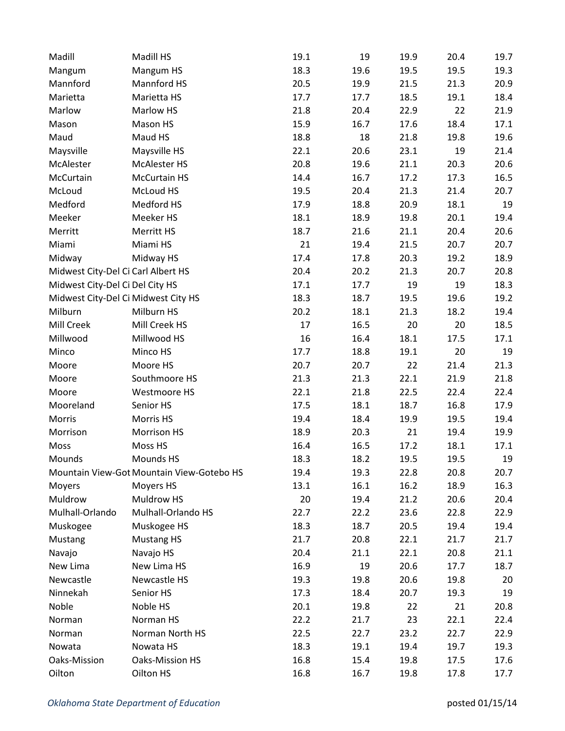| | | | | | | |
|---|---|---|---|---|---|---|
| Madill | Madill HS | 19.1 | 19 | 19.9 | 20.4 | 19.7 |
| Mangum | Mangum HS | 18.3 | 19.6 | 19.5 | 19.5 | 19.3 |
| Mannford | Mannford HS | 20.5 | 19.9 | 21.5 | 21.3 | 20.9 |
| Marietta | Marietta HS | 17.7 | 17.7 | 18.5 | 19.1 | 18.4 |
| Marlow | Marlow HS | 21.8 | 20.4 | 22.9 | 22 | 21.9 |
| Mason | Mason HS | 15.9 | 16.7 | 17.6 | 18.4 | 17.1 |
| Maud | Maud HS | 18.8 | 18 | 21.8 | 19.8 | 19.6 |
| Maysville | Maysville HS | 22.1 | 20.6 | 23.1 | 19 | 21.4 |
| McAlester | McAlester HS | 20.8 | 19.6 | 21.1 | 20.3 | 20.6 |
| McCurtain | McCurtain HS | 14.4 | 16.7 | 17.2 | 17.3 | 16.5 |
| McLoud | McLoud HS | 19.5 | 20.4 | 21.3 | 21.4 | 20.7 |
| Medford | Medford HS | 17.9 | 18.8 | 20.9 | 18.1 | 19 |
| Meeker | Meeker HS | 18.1 | 18.9 | 19.8 | 20.1 | 19.4 |
| Merritt | Merritt HS | 18.7 | 21.6 | 21.1 | 20.4 | 20.6 |
| Miami | Miami HS | 21 | 19.4 | 21.5 | 20.7 | 20.7 |
| Midway | Midway HS | 17.4 | 17.8 | 20.3 | 19.2 | 18.9 |
| Midwest City-Del Ci | Carl Albert HS | 20.4 | 20.2 | 21.3 | 20.7 | 20.8 |
| Midwest City-Del Ci | Del City HS | 17.1 | 17.7 | 19 | 19 | 18.3 |
| Midwest City-Del Ci | Midwest City HS | 18.3 | 18.7 | 19.5 | 19.6 | 19.2 |
| Milburn | Milburn HS | 20.2 | 18.1 | 21.3 | 18.2 | 19.4 |
| Mill Creek | Mill Creek HS | 17 | 16.5 | 20 | 20 | 18.5 |
| Millwood | Millwood HS | 16 | 16.4 | 18.1 | 17.5 | 17.1 |
| Minco | Minco HS | 17.7 | 18.8 | 19.1 | 20 | 19 |
| Moore | Moore HS | 20.7 | 20.7 | 22 | 21.4 | 21.3 |
| Moore | Southmoore HS | 21.3 | 21.3 | 22.1 | 21.9 | 21.8 |
| Moore | Westmoore HS | 22.1 | 21.8 | 22.5 | 22.4 | 22.4 |
| Mooreland | Senior HS | 17.5 | 18.1 | 18.7 | 16.8 | 17.9 |
| Morris | Morris HS | 19.4 | 18.4 | 19.9 | 19.5 | 19.4 |
| Morrison | Morrison HS | 18.9 | 20.3 | 21 | 19.4 | 19.9 |
| Moss | Moss HS | 16.4 | 16.5 | 17.2 | 18.1 | 17.1 |
| Mounds | Mounds HS | 18.3 | 18.2 | 19.5 | 19.5 | 19 |
| Mountain View-Got | Mountain View-Gotebo HS | 19.4 | 19.3 | 22.8 | 20.8 | 20.7 |
| Moyers | Moyers HS | 13.1 | 16.1 | 16.2 | 18.9 | 16.3 |
| Muldrow | Muldrow HS | 20 | 19.4 | 21.2 | 20.6 | 20.4 |
| Mulhall-Orlando | Mulhall-Orlando HS | 22.7 | 22.2 | 23.6 | 22.8 | 22.9 |
| Muskogee | Muskogee HS | 18.3 | 18.7 | 20.5 | 19.4 | 19.4 |
| Mustang | Mustang HS | 21.7 | 20.8 | 22.1 | 21.7 | 21.7 |
| Navajo | Navajo HS | 20.4 | 21.1 | 22.1 | 20.8 | 21.1 |
| New Lima | New Lima HS | 16.9 | 19 | 20.6 | 17.7 | 18.7 |
| Newcastle | Newcastle HS | 19.3 | 19.8 | 20.6 | 19.8 | 20 |
| Ninnekah | Senior HS | 17.3 | 18.4 | 20.7 | 19.3 | 19 |
| Noble | Noble HS | 20.1 | 19.8 | 22 | 21 | 20.8 |
| Norman | Norman HS | 22.2 | 21.7 | 23 | 22.1 | 22.4 |
| Norman | Norman North HS | 22.5 | 22.7 | 23.2 | 22.7 | 22.9 |
| Nowata | Nowata HS | 18.3 | 19.1 | 19.4 | 19.7 | 19.3 |
| Oaks-Mission | Oaks-Mission HS | 16.8 | 15.4 | 19.8 | 17.5 | 17.6 |
| Oilton | Oilton HS | 16.8 | 16.7 | 19.8 | 17.8 | 17.7 |

*Oklahoma State Department of Education* posted 01/15/14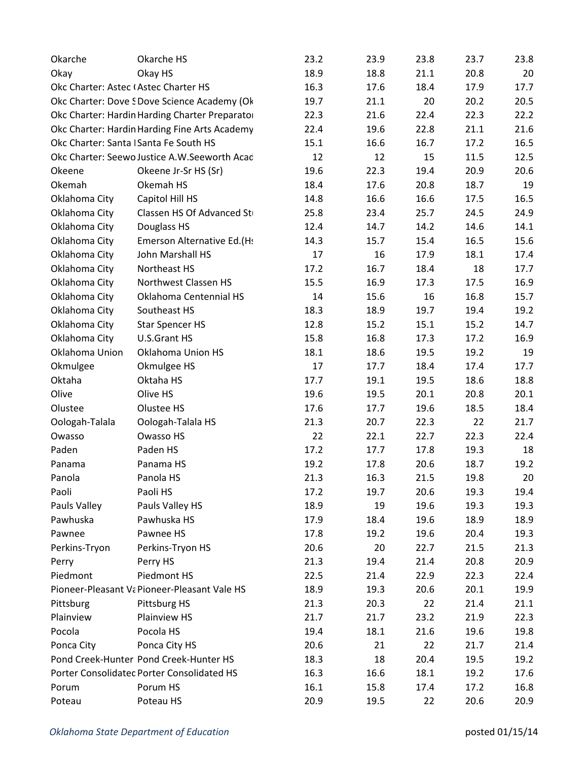| | | | | | | |
|---|---|---|---|---|---|---|
| Okarche | Okarche HS | 23.2 | 23.9 | 23.8 | 23.7 | 23.8 |
| Okay | Okay HS | 18.9 | 18.8 | 21.1 | 20.8 | 20 |
| Okc Charter: Astec ( | Astec Charter HS | 16.3 | 17.6 | 18.4 | 17.9 | 17.7 |
| Okc Charter: Dove S | Dove Science Academy (Ok | 19.7 | 21.1 | 20 | 20.2 | 20.5 |
| Okc Charter: Hardin | Harding Charter Preparato | 22.3 | 21.6 | 22.4 | 22.3 | 22.2 |
| Okc Charter: Hardin | Harding Fine Arts Academy | 22.4 | 19.6 | 22.8 | 21.1 | 21.6 |
| Okc Charter: Santa I | Santa Fe South HS | 15.1 | 16.6 | 16.7 | 17.2 | 16.5 |
| Okc Charter: Seewo | Justice A.W.Seeworth Acad | 12 | 12 | 15 | 11.5 | 12.5 |
| Okeene | Okeene Jr-Sr HS (Sr) | 19.6 | 22.3 | 19.4 | 20.9 | 20.6 |
| Okemah | Okemah HS | 18.4 | 17.6 | 20.8 | 18.7 | 19 |
| Oklahoma City | Capitol Hill HS | 14.8 | 16.6 | 16.6 | 17.5 | 16.5 |
| Oklahoma City | Classen HS Of Advanced St | 25.8 | 23.4 | 25.7 | 24.5 | 24.9 |
| Oklahoma City | Douglass HS | 12.4 | 14.7 | 14.2 | 14.6 | 14.1 |
| Oklahoma City | Emerson Alternative Ed.(H | 14.3 | 15.7 | 15.4 | 16.5 | 15.6 |
| Oklahoma City | John Marshall HS | 17 | 16 | 17.9 | 18.1 | 17.4 |
| Oklahoma City | Northeast HS | 17.2 | 16.7 | 18.4 | 18 | 17.7 |
| Oklahoma City | Northwest Classen HS | 15.5 | 16.9 | 17.3 | 17.5 | 16.9 |
| Oklahoma City | Oklahoma Centennial HS | 14 | 15.6 | 16 | 16.8 | 15.7 |
| Oklahoma City | Southeast HS | 18.3 | 18.9 | 19.7 | 19.4 | 19.2 |
| Oklahoma City | Star Spencer HS | 12.8 | 15.2 | 15.1 | 15.2 | 14.7 |
| Oklahoma City | U.S.Grant HS | 15.8 | 16.8 | 17.3 | 17.2 | 16.9 |
| Oklahoma Union | Oklahoma Union HS | 18.1 | 18.6 | 19.5 | 19.2 | 19 |
| Okmulgee | Okmulgee HS | 17 | 17.7 | 18.4 | 17.4 | 17.7 |
| Oktaha | Oktaha HS | 17.7 | 19.1 | 19.5 | 18.6 | 18.8 |
| Olive | Olive HS | 19.6 | 19.5 | 20.1 | 20.8 | 20.1 |
| Olustee | Olustee HS | 17.6 | 17.7 | 19.6 | 18.5 | 18.4 |
| Oologah-Talala | Oologah-Talala HS | 21.3 | 20.7 | 22.3 | 22 | 21.7 |
| Owasso | Owasso HS | 22 | 22.1 | 22.7 | 22.3 | 22.4 |
| Paden | Paden HS | 17.2 | 17.7 | 17.8 | 19.3 | 18 |
| Panama | Panama HS | 19.2 | 17.8 | 20.6 | 18.7 | 19.2 |
| Panola | Panola HS | 21.3 | 16.3 | 21.5 | 19.8 | 20 |
| Paoli | Paoli HS | 17.2 | 19.7 | 20.6 | 19.3 | 19.4 |
| Pauls Valley | Pauls Valley HS | 18.9 | 19 | 19.6 | 19.3 | 19.3 |
| Pawhuska | Pawhuska HS | 17.9 | 18.4 | 19.6 | 18.9 | 18.9 |
| Pawnee | Pawnee HS | 17.8 | 19.2 | 19.6 | 20.4 | 19.3 |
| Perkins-Tryon | Perkins-Tryon HS | 20.6 | 20 | 22.7 | 21.5 | 21.3 |
| Perry | Perry HS | 21.3 | 19.4 | 21.4 | 20.8 | 20.9 |
| Piedmont | Piedmont HS | 22.5 | 21.4 | 22.9 | 22.3 | 22.4 |
| Pioneer-Pleasant Va | Pioneer-Pleasant Vale HS | 18.9 | 19.3 | 20.6 | 20.1 | 19.9 |
| Pittsburg | Pittsburg HS | 21.3 | 20.3 | 22 | 21.4 | 21.1 |
| Plainview | Plainview HS | 21.7 | 21.7 | 23.2 | 21.9 | 22.3 |
| Pocola | Pocola HS | 19.4 | 18.1 | 21.6 | 19.6 | 19.8 |
| Ponca City | Ponca City HS | 20.6 | 21 | 22 | 21.7 | 21.4 |
| Pond Creek-Hunter | Pond Creek-Hunter HS | 18.3 | 18 | 20.4 | 19.5 | 19.2 |
| Porter Consolidated | Porter Consolidated HS | 16.3 | 16.6 | 18.1 | 19.2 | 17.6 |
| Porum | Porum HS | 16.1 | 15.8 | 17.4 | 17.2 | 16.8 |
| Poteau | Poteau HS | 20.9 | 19.5 | 22 | 20.6 | 20.9 |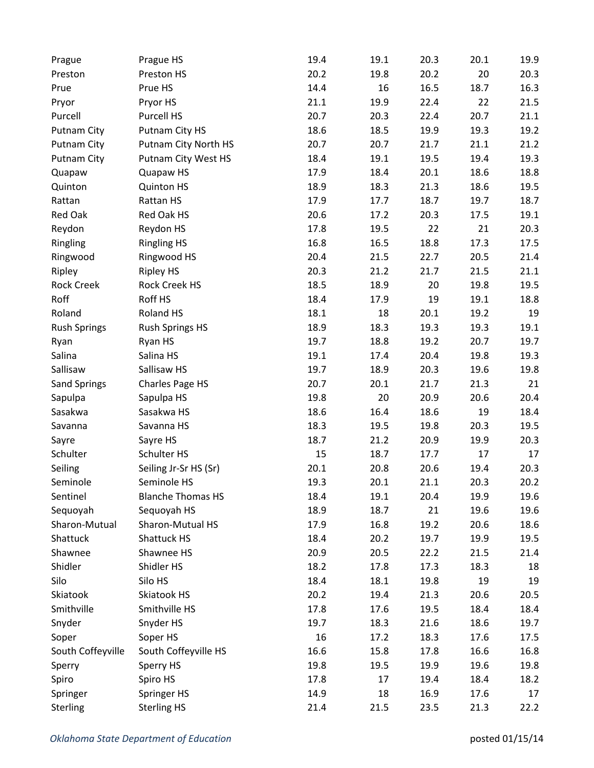| | | | | | | |
|---|---|---|---|---|---|---|
| Prague | Prague HS | 19.4 | 19.1 | 20.3 | 20.1 | 19.9 |
| Preston | Preston HS | 20.2 | 19.8 | 20.2 | 20 | 20.3 |
| Prue | Prue HS | 14.4 | 16 | 16.5 | 18.7 | 16.3 |
| Pryor | Pryor HS | 21.1 | 19.9 | 22.4 | 22 | 21.5 |
| Purcell | Purcell HS | 20.7 | 20.3 | 22.4 | 20.7 | 21.1 |
| Putnam City | Putnam City HS | 18.6 | 18.5 | 19.9 | 19.3 | 19.2 |
| Putnam City | Putnam City North HS | 20.7 | 20.7 | 21.7 | 21.1 | 21.2 |
| Putnam City | Putnam City West HS | 18.4 | 19.1 | 19.5 | 19.4 | 19.3 |
| Quapaw | Quapaw HS | 17.9 | 18.4 | 20.1 | 18.6 | 18.8 |
| Quinton | Quinton HS | 18.9 | 18.3 | 21.3 | 18.6 | 19.5 |
| Rattan | Rattan HS | 17.9 | 17.7 | 18.7 | 19.7 | 18.7 |
| Red Oak | Red Oak HS | 20.6 | 17.2 | 20.3 | 17.5 | 19.1 |
| Reydon | Reydon HS | 17.8 | 19.5 | 22 | 21 | 20.3 |
| Ringling | Ringling HS | 16.8 | 16.5 | 18.8 | 17.3 | 17.5 |
| Ringwood | Ringwood HS | 20.4 | 21.5 | 22.7 | 20.5 | 21.4 |
| Ripley | Ripley HS | 20.3 | 21.2 | 21.7 | 21.5 | 21.1 |
| Rock Creek | Rock Creek HS | 18.5 | 18.9 | 20 | 19.8 | 19.5 |
| Roff | Roff HS | 18.4 | 17.9 | 19 | 19.1 | 18.8 |
| Roland | Roland HS | 18.1 | 18 | 20.1 | 19.2 | 19 |
| Rush Springs | Rush Springs HS | 18.9 | 18.3 | 19.3 | 19.3 | 19.1 |
| Ryan | Ryan HS | 19.7 | 18.8 | 19.2 | 20.7 | 19.7 |
| Salina | Salina HS | 19.1 | 17.4 | 20.4 | 19.8 | 19.3 |
| Sallisaw | Sallisaw HS | 19.7 | 18.9 | 20.3 | 19.6 | 19.8 |
| Sand Springs | Charles Page HS | 20.7 | 20.1 | 21.7 | 21.3 | 21 |
| Sapulpa | Sapulpa HS | 19.8 | 20 | 20.9 | 20.6 | 20.4 |
| Sasakwa | Sasakwa HS | 18.6 | 16.4 | 18.6 | 19 | 18.4 |
| Savanna | Savanna HS | 18.3 | 19.5 | 19.8 | 20.3 | 19.5 |
| Sayre | Sayre HS | 18.7 | 21.2 | 20.9 | 19.9 | 20.3 |
| Schulter | Schulter HS | 15 | 18.7 | 17.7 | 17 | 17 |
| Seiling | Seiling Jr-Sr HS (Sr) | 20.1 | 20.8 | 20.6 | 19.4 | 20.3 |
| Seminole | Seminole HS | 19.3 | 20.1 | 21.1 | 20.3 | 20.2 |
| Sentinel | Blanche Thomas HS | 18.4 | 19.1 | 20.4 | 19.9 | 19.6 |
| Sequoyah | Sequoyah HS | 18.9 | 18.7 | 21 | 19.6 | 19.6 |
| Sharon-Mutual | Sharon-Mutual HS | 17.9 | 16.8 | 19.2 | 20.6 | 18.6 |
| Shattuck | Shattuck HS | 18.4 | 20.2 | 19.7 | 19.9 | 19.5 |
| Shawnee | Shawnee HS | 20.9 | 20.5 | 22.2 | 21.5 | 21.4 |
| Shidler | Shidler HS | 18.2 | 17.8 | 17.3 | 18.3 | 18 |
| Silo | Silo HS | 18.4 | 18.1 | 19.8 | 19 | 19 |
| Skiatook | Skiatook HS | 20.2 | 19.4 | 21.3 | 20.6 | 20.5 |
| Smithville | Smithville HS | 17.8 | 17.6 | 19.5 | 18.4 | 18.4 |
| Snyder | Snyder HS | 19.7 | 18.3 | 21.6 | 18.6 | 19.7 |
| Soper | Soper HS | 16 | 17.2 | 18.3 | 17.6 | 17.5 |
| South Coffeyville | South Coffeyville HS | 16.6 | 15.8 | 17.8 | 16.6 | 16.8 |
| Sperry | Sperry HS | 19.8 | 19.5 | 19.9 | 19.6 | 19.8 |
| Spiro | Spiro HS | 17.8 | 17 | 19.4 | 18.4 | 18.2 |
| Springer | Springer HS | 14.9 | 18 | 16.9 | 17.6 | 17 |
| Sterling | Sterling HS | 21.4 | 21.5 | 23.5 | 21.3 | 22.2 |

*Oklahoma State Department of Education* posted 01/15/14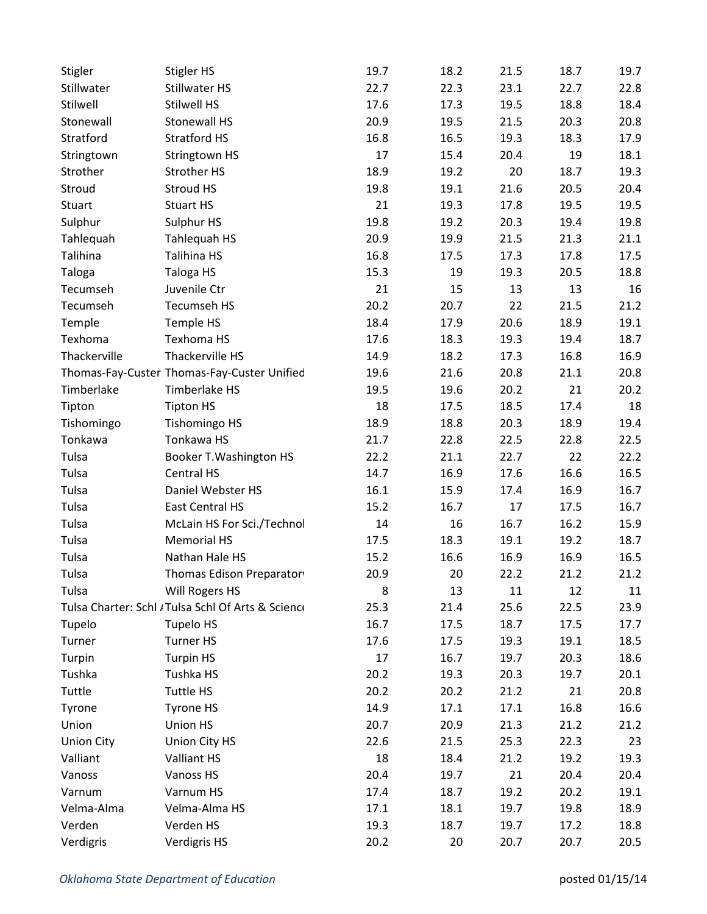| | | | | | | |
|---|---|---|---|---|---|---|
| Stigler | Stigler HS | 19.7 | 18.2 | 21.5 | 18.7 | 19.7 |
| Stillwater | Stillwater HS | 22.7 | 22.3 | 23.1 | 22.7 | 22.8 |
| Stilwell | Stilwell HS | 17.6 | 17.3 | 19.5 | 18.8 | 18.4 |
| Stonewall | Stonewall HS | 20.9 | 19.5 | 21.5 | 20.3 | 20.8 |
| Stratford | Stratford HS | 16.8 | 16.5 | 19.3 | 18.3 | 17.9 |
| Stringtown | Stringtown HS | 17 | 15.4 | 20.4 | 19 | 18.1 |
| Strother | Strother HS | 18.9 | 19.2 | 20 | 18.7 | 19.3 |
| Stroud | Stroud HS | 19.8 | 19.1 | 21.6 | 20.5 | 20.4 |
| Stuart | Stuart HS | 21 | 19.3 | 17.8 | 19.5 | 19.5 |
| Sulphur | Sulphur HS | 19.8 | 19.2 | 20.3 | 19.4 | 19.8 |
| Tahlequah | Tahlequah HS | 20.9 | 19.9 | 21.5 | 21.3 | 21.1 |
| Talihina | Talihina HS | 16.8 | 17.5 | 17.3 | 17.8 | 17.5 |
| Taloga | Taloga HS | 15.3 | 19 | 19.3 | 20.5 | 18.8 |
| Tecumseh | Juvenile Ctr | 21 | 15 | 13 | 13 | 16 |
| Tecumseh | Tecumseh HS | 20.2 | 20.7 | 22 | 21.5 | 21.2 |
| Temple | Temple HS | 18.4 | 17.9 | 20.6 | 18.9 | 19.1 |
| Texhoma | Texhoma HS | 17.6 | 18.3 | 19.3 | 19.4 | 18.7 |
| Thackerville | Thackerville HS | 14.9 | 18.2 | 17.3 | 16.8 | 16.9 |
| Thomas-Fay-Custer | Thomas-Fay-Custer Unified | 19.6 | 21.6 | 20.8 | 21.1 | 20.8 |
| Timberlake | Timberlake HS | 19.5 | 19.6 | 20.2 | 21 | 20.2 |
| Tipton | Tipton HS | 18 | 17.5 | 18.5 | 17.4 | 18 |
| Tishomingo | Tishomingo HS | 18.9 | 18.8 | 20.3 | 18.9 | 19.4 |
| Tonkawa | Tonkawa HS | 21.7 | 22.8 | 22.5 | 22.8 | 22.5 |
| Tulsa | Booker T.Washington HS | 22.2 | 21.1 | 22.7 | 22 | 22.2 |
| Tulsa | Central HS | 14.7 | 16.9 | 17.6 | 16.6 | 16.5 |
| Tulsa | Daniel Webster HS | 16.1 | 15.9 | 17.4 | 16.9 | 16.7 |
| Tulsa | East Central HS | 15.2 | 16.7 | 17 | 17.5 | 16.7 |
| Tulsa | McLain HS For Sci./Technol | 14 | 16 | 16.7 | 16.2 | 15.9 |
| Tulsa | Memorial HS | 17.5 | 18.3 | 19.1 | 19.2 | 18.7 |
| Tulsa | Nathan Hale HS | 15.2 | 16.6 | 16.9 | 16.9 | 16.5 |
| Tulsa | Thomas Edison Preparatory | 20.9 | 20 | 22.2 | 21.2 | 21.2 |
| Tulsa | Will Rogers HS | 8 | 13 | 11 | 12 | 11 |
| Tulsa Charter: Schl / | Tulsa Schl Of Arts & Science | 25.3 | 21.4 | 25.6 | 22.5 | 23.9 |
| Tupelo | Tupelo HS | 16.7 | 17.5 | 18.7 | 17.5 | 17.7 |
| Turner | Turner HS | 17.6 | 17.5 | 19.3 | 19.1 | 18.5 |
| Turpin | Turpin HS | 17 | 16.7 | 19.7 | 20.3 | 18.6 |
| Tushka | Tushka HS | 20.2 | 19.3 | 20.3 | 19.7 | 20.1 |
| Tuttle | Tuttle HS | 20.2 | 20.2 | 21.2 | 21 | 20.8 |
| Tyrone | Tyrone HS | 14.9 | 17.1 | 17.1 | 16.8 | 16.6 |
| Union | Union HS | 20.7 | 20.9 | 21.3 | 21.2 | 21.2 |
| Union City | Union City HS | 22.6 | 21.5 | 25.3 | 22.3 | 23 |
| Valliant | Valliant HS | 18 | 18.4 | 21.2 | 19.2 | 19.3 |
| Vanoss | Vanoss HS | 20.4 | 19.7 | 21 | 20.4 | 20.4 |
| Varnum | Varnum HS | 17.4 | 18.7 | 19.2 | 20.2 | 19.1 |
| Velma-Alma | Velma-Alma HS | 17.1 | 18.1 | 19.7 | 19.8 | 18.9 |
| Verden | Verden HS | 19.3 | 18.7 | 19.7 | 17.2 | 18.8 |
| Verdigris | Verdigris HS | 20.2 | 20 | 20.7 | 20.7 | 20.5 |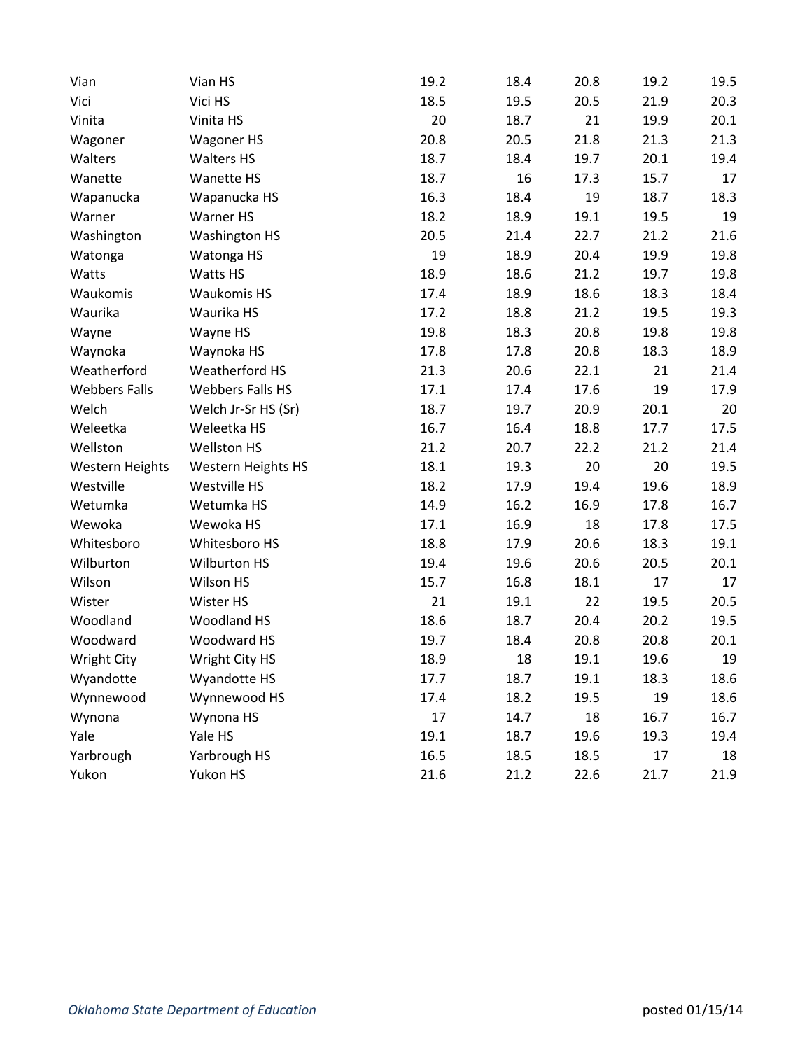| | | | | | | |
|---|---|---|---|---|---|---|
| Vian | Vian HS | 19.2 | 18.4 | 20.8 | 19.2 | 19.5 |
| Vici | Vici HS | 18.5 | 19.5 | 20.5 | 21.9 | 20.3 |
| Vinita | Vinita HS | 20 | 18.7 | 21 | 19.9 | 20.1 |
| Wagoner | Wagoner HS | 20.8 | 20.5 | 21.8 | 21.3 | 21.3 |
| Walters | Walters HS | 18.7 | 18.4 | 19.7 | 20.1 | 19.4 |
| Wanette | Wanette HS | 18.7 | 16 | 17.3 | 15.7 | 17 |
| Wapanucka | Wapanucka HS | 16.3 | 18.4 | 19 | 18.7 | 18.3 |
| Warner | Warner HS | 18.2 | 18.9 | 19.1 | 19.5 | 19 |
| Washington | Washington HS | 20.5 | 21.4 | 22.7 | 21.2 | 21.6 |
| Watonga | Watonga HS | 19 | 18.9 | 20.4 | 19.9 | 19.8 |
| Watts | Watts HS | 18.9 | 18.6 | 21.2 | 19.7 | 19.8 |
| Waukomis | Waukomis HS | 17.4 | 18.9 | 18.6 | 18.3 | 18.4 |
| Waurika | Waurika HS | 17.2 | 18.8 | 21.2 | 19.5 | 19.3 |
| Wayne | Wayne HS | 19.8 | 18.3 | 20.8 | 19.8 | 19.8 |
| Waynoka | Waynoka HS | 17.8 | 17.8 | 20.8 | 18.3 | 18.9 |
| Weatherford | Weatherford HS | 21.3 | 20.6 | 22.1 | 21 | 21.4 |
| Webbers Falls | Webbers Falls HS | 17.1 | 17.4 | 17.6 | 19 | 17.9 |
| Welch | Welch Jr-Sr HS (Sr) | 18.7 | 19.7 | 20.9 | 20.1 | 20 |
| Weleetka | Weleetka HS | 16.7 | 16.4 | 18.8 | 17.7 | 17.5 |
| Wellston | Wellston HS | 21.2 | 20.7 | 22.2 | 21.2 | 21.4 |
| Western Heights | Western Heights HS | 18.1 | 19.3 | 20 | 20 | 19.5 |
| Westville | Westville HS | 18.2 | 17.9 | 19.4 | 19.6 | 18.9 |
| Wetumka | Wetumka HS | 14.9 | 16.2 | 16.9 | 17.8 | 16.7 |
| Wewoka | Wewoka HS | 17.1 | 16.9 | 18 | 17.8 | 17.5 |
| Whitesboro | Whitesboro HS | 18.8 | 17.9 | 20.6 | 18.3 | 19.1 |
| Wilburton | Wilburton HS | 19.4 | 19.6 | 20.6 | 20.5 | 20.1 |
| Wilson | Wilson HS | 15.7 | 16.8 | 18.1 | 17 | 17 |
| Wister | Wister HS | 21 | 19.1 | 22 | 19.5 | 20.5 |
| Woodland | Woodland HS | 18.6 | 18.7 | 20.4 | 20.2 | 19.5 |
| Woodward | Woodward HS | 19.7 | 18.4 | 20.8 | 20.8 | 20.1 |
| Wright City | Wright City HS | 18.9 | 18 | 19.1 | 19.6 | 19 |
| Wyandotte | Wyandotte HS | 17.7 | 18.7 | 19.1 | 18.3 | 18.6 |
| Wynnewood | Wynnewood HS | 17.4 | 18.2 | 19.5 | 19 | 18.6 |
| Wynona | Wynona HS | 17 | 14.7 | 18 | 16.7 | 16.7 |
| Yale | Yale HS | 19.1 | 18.7 | 19.6 | 19.3 | 19.4 |
| Yarbrough | Yarbrough HS | 16.5 | 18.5 | 18.5 | 17 | 18 |
| Yukon | Yukon HS | 21.6 | 21.2 | 22.6 | 21.7 | 21.9 |